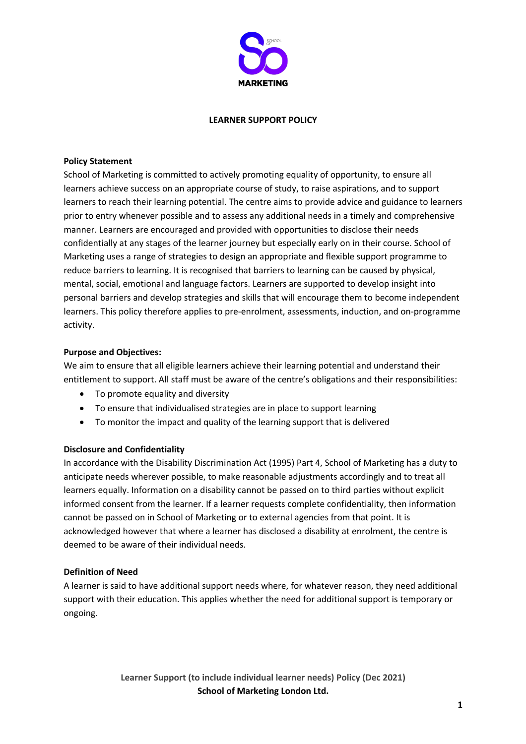# LEARNER SUPPORT POLICY

**Policy Statement**

School of Marketing is committed to actively promoting equality of opportunity, to ensure all learners achieve success on an appropriate course of study, to raise aspirations, and to support learners to reach their learning potential. The centre aims to provide advice and guidance to learners prior to entry whenever possible and to assess any additional needs in a timely and comprehensive manner. Learners are encouraged and provided with opportunities to disclose their needs confidentially at any stages of the learner journey but especially early on in their course. School of Marketing uses a range of strategies to design an appropriate and flexible support programme to reduce barriers to learning. It is recognised that barriers to learning can be caused by physical, mental, social, emotional and language factors. Learners are supported to develop insight into personal barriers and develop strategies and skills that will encourage them to become independent learners. This policy therefore applies to pre-enrolment, assessments, induction, and on-programme activity.

**Purpose and Objectives:**

We aim to ensure that all eligible learners achieve their learning potential and understand their entitlement to support. All staff must be aware of the centre's obligations and their responsibilities:

- To promote equality and diversity
- To ensure that individualised strategies are in place to support learning
- To monitor the impact and quality of the learning support that is delivered

**Disclosure and Confidentiality**

In accordance with the Disability Discrimination Act (1995) Part 4, School of Marketing has a duty to anticipate needs wherever possible, to make reasonable adjustments accordingly and to treat all learners equally. Information on a disability cannot be passed on to third parties without explicit informed consent from the learner. If a learner requests complete confidentiality, then information cannot be passed on in School of Marketing or to external agencies from that point. It is acknowledged however that where a learner has disclosed a disability at enrolment, the centre is deemed to be aware of their individual needs.

**Definition of Need**

A learner is said to have additional support needs where, for whatever reason, they need additional support with their education. This applies whether the need for additional support is temporary or ongoing.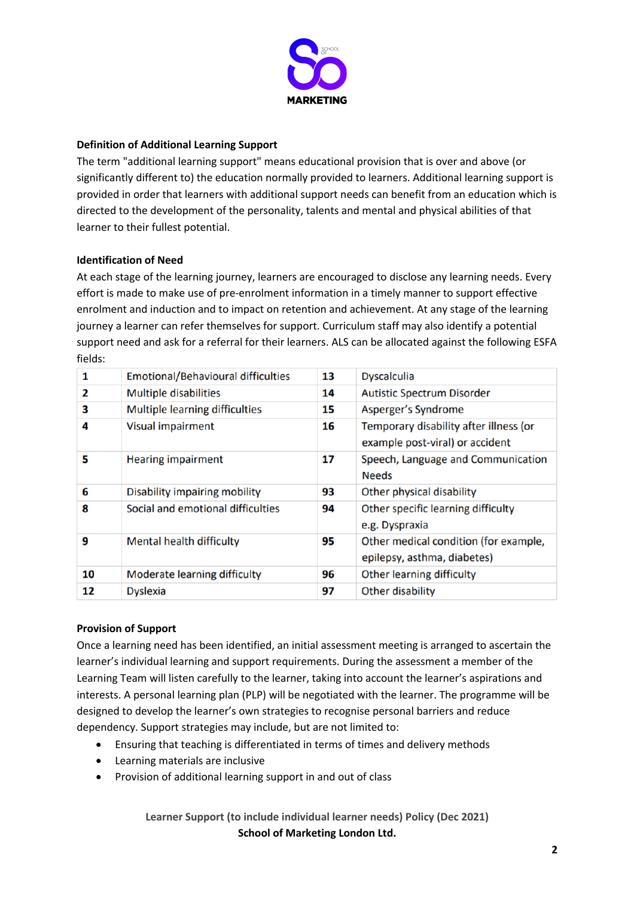### Definition of Additional Learning Support

The term "additional learning support" means educational provision that is over and above (or significantly different to) the education normally provided to learners. Additional learning support is provided in order that learners with additional support needs can benefit from an education which is directed to the development of the personality, talents and mental and physical abilities of that learner to their fullest potential.

### Identification of Need

At each stage of the learning journey, learners are encouraged to disclose any learning needs. Every effort is made to make use of pre-enrolment information in a timely manner to support effective enrolment and induction and to impact on retention and achievement. At any stage of the learning journey a learner can refer themselves for support. Curriculum staff may also identify a potential support need and ask for a referral for their learners. ALS can be allocated against the following ESFA fields:

| | | | |
|---|---|---|---|
| **1** | Emotional/Behavioural difficulties | **13** | Dyscalculia |
| **2** | Multiple disabilities | **14** | Autistic Spectrum Disorder |
| **3** | Multiple learning difficulties | **15** | Asperger's Syndrome |
| **4** | Visual impairment | **16** | Temporary disability after illness (or example post-viral) or accident |
| **5** | Hearing impairment | **17** | Speech, Language and Communication Needs |
| **6** | Disability impairing mobility | **93** | Other physical disability |
| **8** | Social and emotional difficulties | **94** | Other specific learning difficulty e.g. Dyspraxia |
| **9** | Mental health difficulty | **95** | Other medical condition (for example, epilepsy, asthma, diabetes) |
| **10** | Moderate learning difficulty | **96** | Other learning difficulty |
| **12** | Dyslexia | **97** | Other disability |

### Provision of Support

Once a learning need has been identified, an initial assessment meeting is arranged to ascertain the learner's individual learning and support requirements. During the assessment a member of the Learning Team will listen carefully to the learner, taking into account the learner's aspirations and interests. A personal learning plan (PLP) will be negotiated with the learner. The programme will be designed to develop the learner's own strategies to recognise personal barriers and reduce dependency. Support strategies may include, but are not limited to:

- Ensuring that teaching is differentiated in terms of times and delivery methods
- Learning materials are inclusive
- Provision of additional learning support in and out of class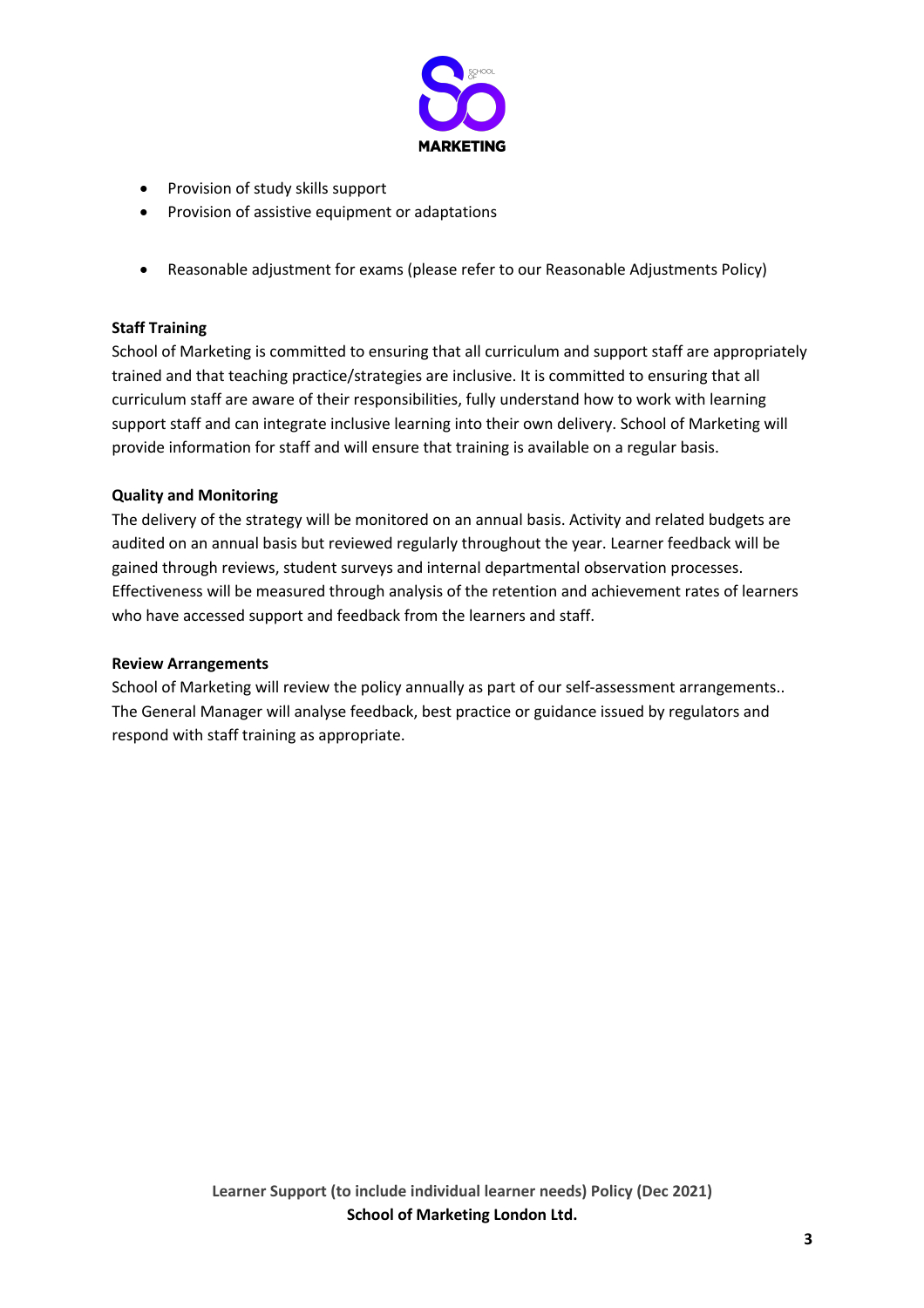- Provision of study skills support
- Provision of assistive equipment or adaptations
- Reasonable adjustment for exams (please refer to our Reasonable Adjustments Policy)

**Staff Training**

School of Marketing is committed to ensuring that all curriculum and support staff are appropriately trained and that teaching practice/strategies are inclusive. It is committed to ensuring that all curriculum staff are aware of their responsibilities, fully understand how to work with learning support staff and can integrate inclusive learning into their own delivery. School of Marketing will provide information for staff and will ensure that training is available on a regular basis.

**Quality and Monitoring**

The delivery of the strategy will be monitored on an annual basis. Activity and related budgets are audited on an annual basis but reviewed regularly throughout the year. Learner feedback will be gained through reviews, student surveys and internal departmental observation processes. Effectiveness will be measured through analysis of the retention and achievement rates of learners who have accessed support and feedback from the learners and staff.

**Review Arrangements**

School of Marketing will review the policy annually as part of our self-assessment arrangements.. The General Manager will analyse feedback, best practice or guidance issued by regulators and respond with staff training as appropriate.